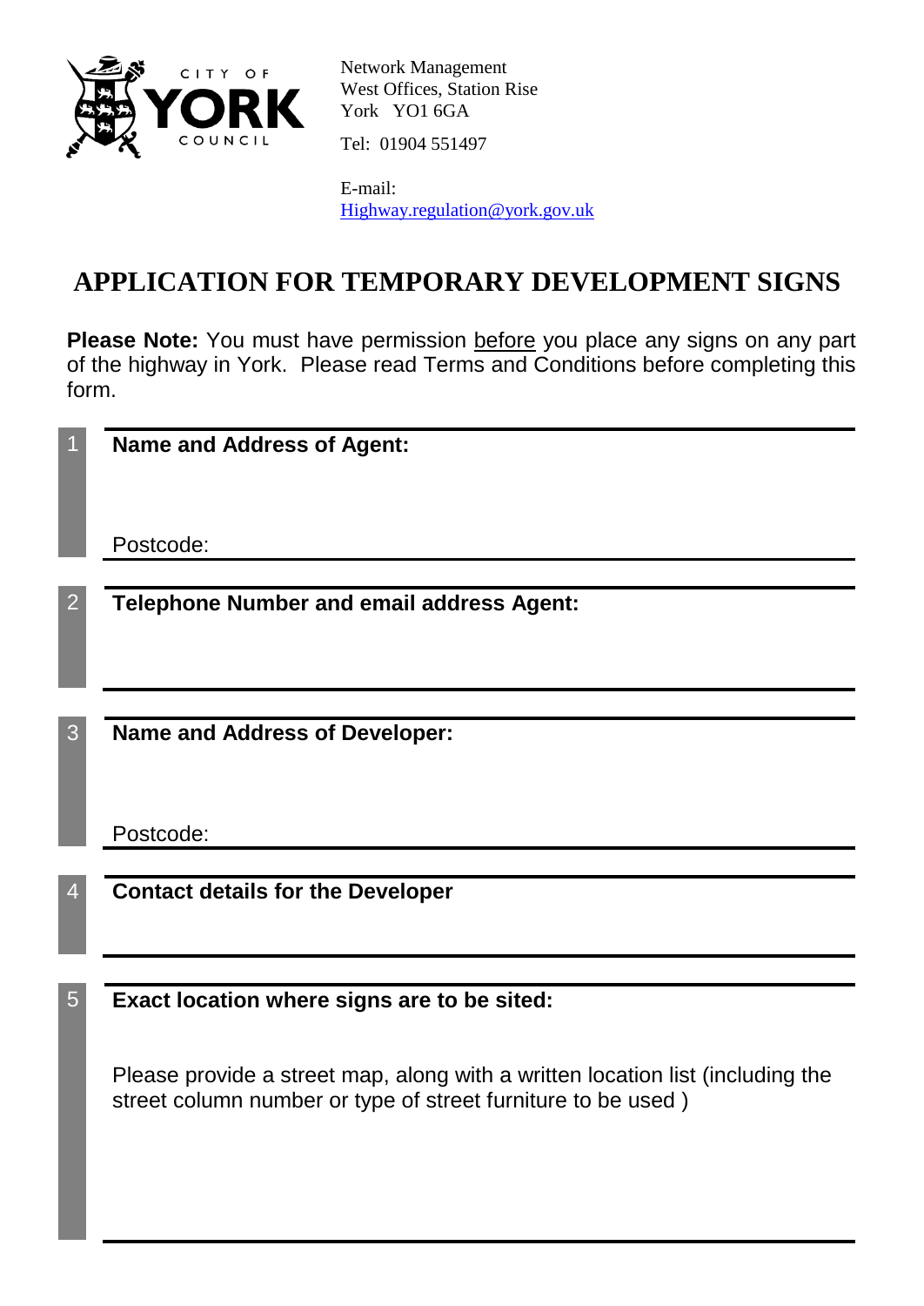CITY OF YORK COUNCIL

Network Management
West Offices, Station Rise
York YO1 6GA

Tel: 01904 551497

E-mail:
Highway.regulation@york.gov.uk

# APPLICATION FOR TEMPORARY DEVELOPMENT SIGNS

**Please Note:** You must have permission before you place any signs on any part of the highway in York. Please read Terms and Conditions before completing this form.

1 **Name and Address of Agent:**

Postcode:

2 **Telephone Number and email address Agent:**

3 **Name and Address of Developer:**

Postcode:

4 **Contact details for the Developer**

5 **Exact location where signs are to be sited:**

Please provide a street map, along with a written location list (including the street column number or type of street furniture to be used )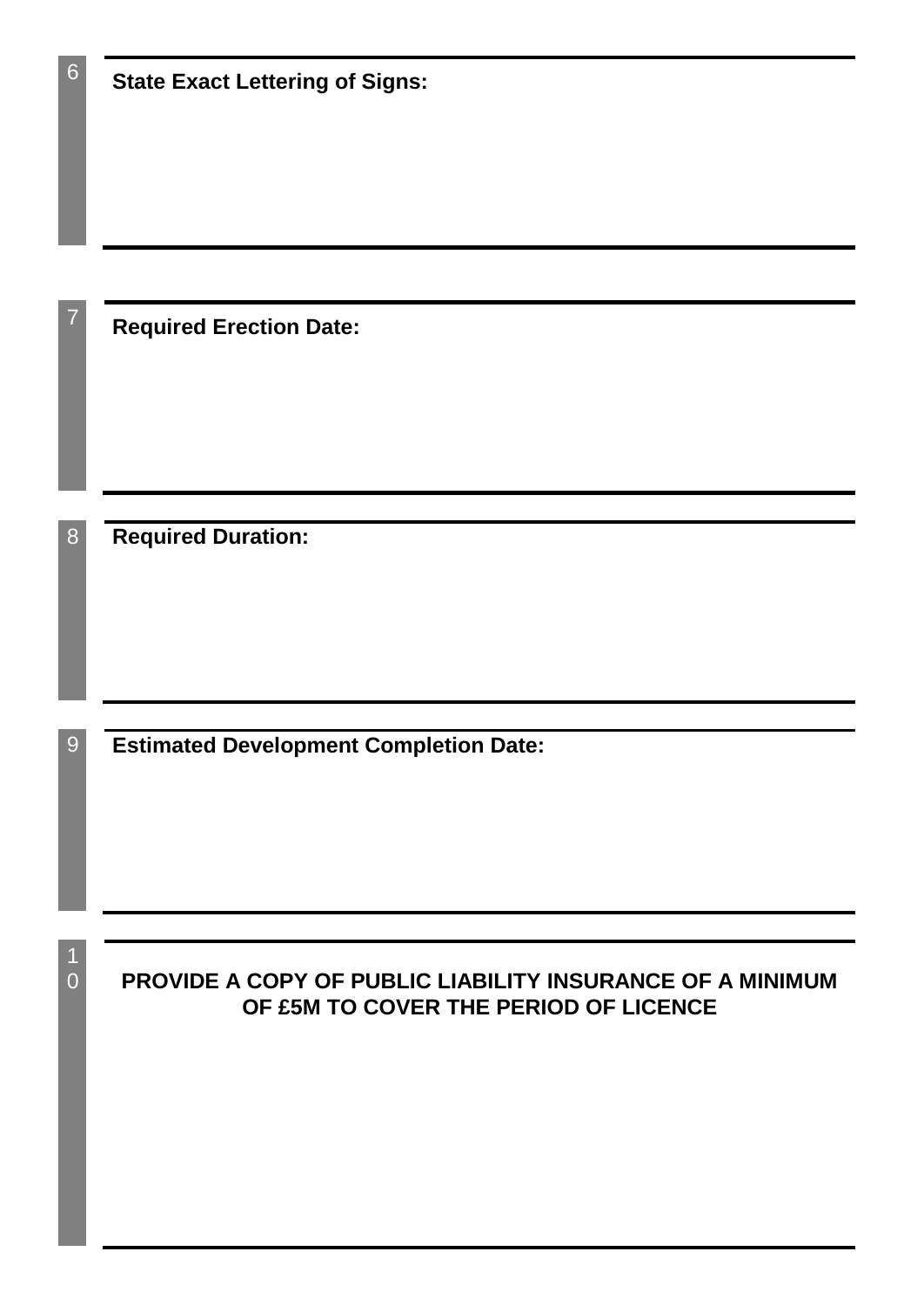6

**State Exact Lettering of Signs:**

7

**Required Erection Date:**

8

**Required Duration:**

9

**Estimated Development Completion Date:**

10

**PROVIDE A COPY OF PUBLIC LIABILITY INSURANCE OF A MINIMUM OF £5M TO COVER THE PERIOD OF LICENCE**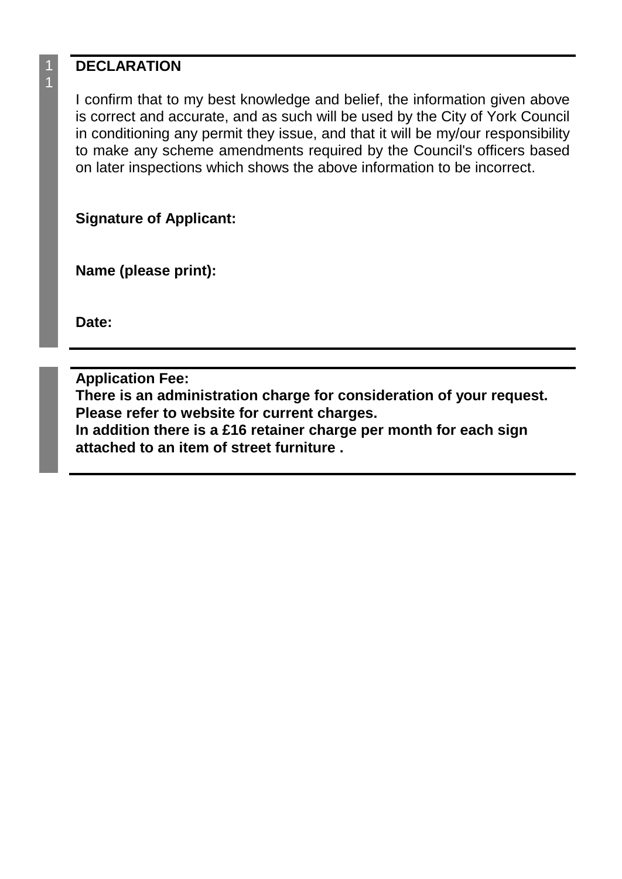11

**DECLARATION**

I confirm that to my best knowledge and belief, the information given above is correct and accurate, and as such will be used by the City of York Council in conditioning any permit they issue, and that it will be my/our responsibility to make any scheme amendments required by the Council's officers based on later inspections which shows the above information to be incorrect.

**Signature of Applicant:**

**Name (please print):**

**Date:**

**Application Fee:**
**There is an administration charge for consideration of your request. Please refer to website for current charges.**
**In addition there is a £16 retainer charge per month for each sign attached to an item of street furniture .**